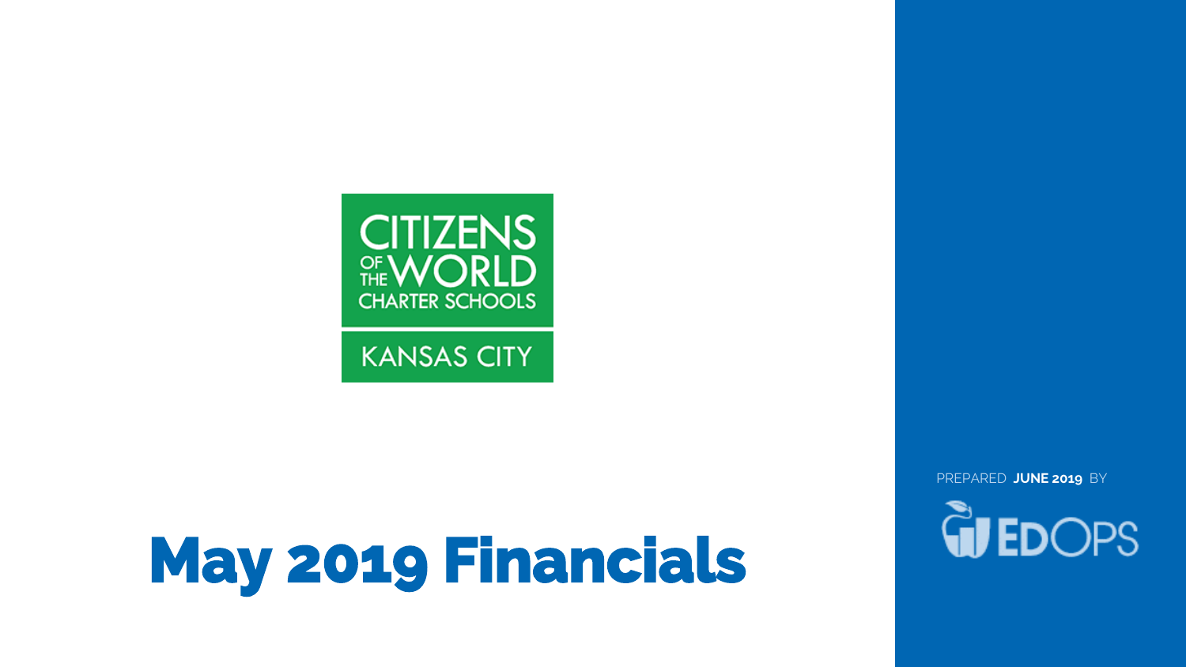CITIZENS OF THE WORLD CHARTER SCHOOLS

KANSAS CITY

# May 2019 Financials

PREPARED **JUNE 2019** BY

EDOPS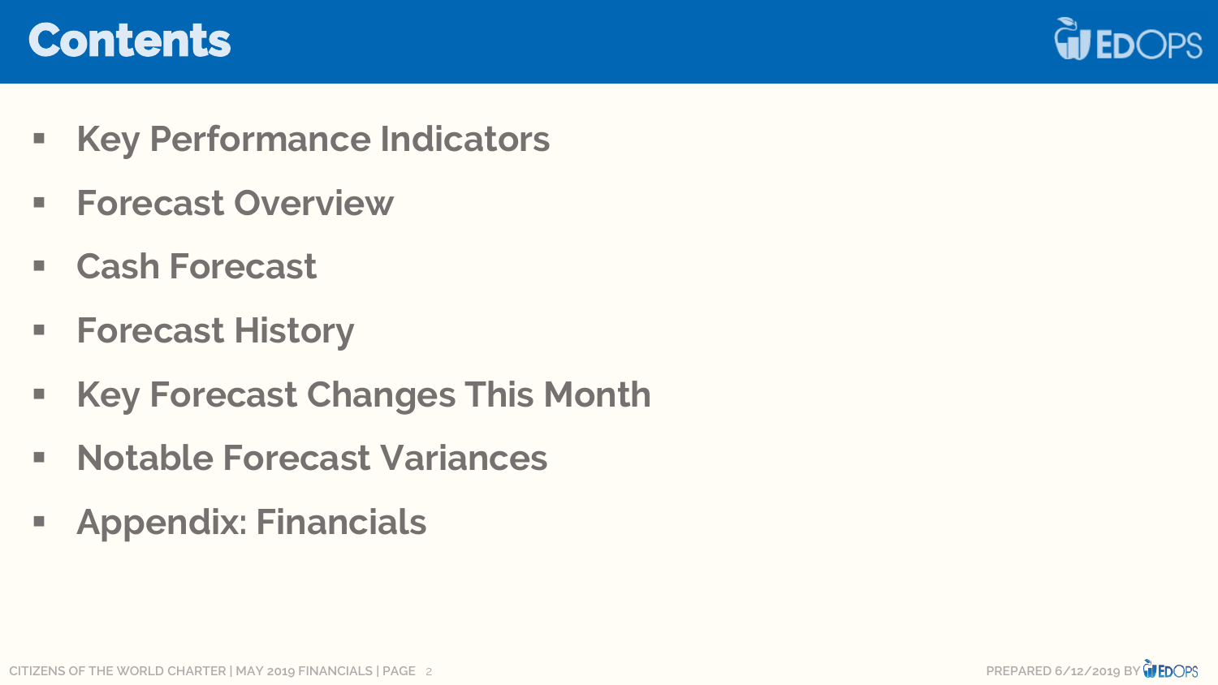# Contents

- Key Performance Indicators
- Forecast Overview
- Cash Forecast
- Forecast History
- Key Forecast Changes This Month
- Notable Forecast Variances
- Appendix: Financials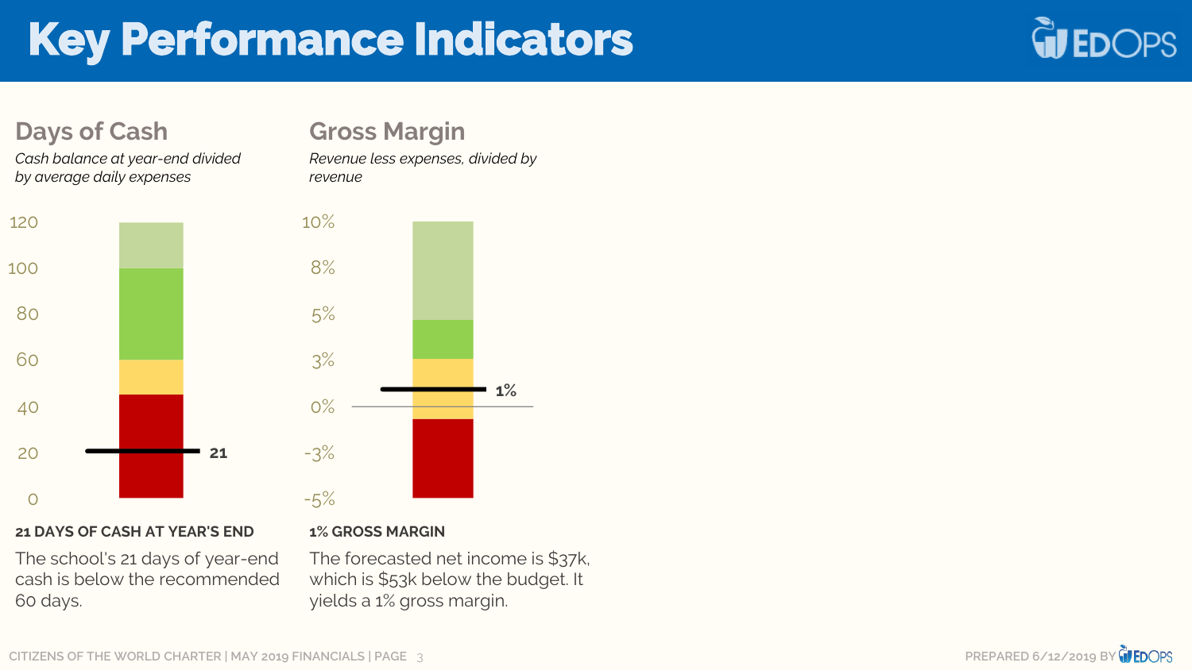# Key Performance Indicators

## Days of Cash

*Cash balance at year-end divided by average daily expenses*

120
100
80
60
40
20
0

21

**21 DAYS OF CASH AT YEAR'S END**

The school's 21 days of year-end cash is below the recommended 60 days.

## Gross Margin

*Revenue less expenses, divided by revenue*

10%
8%
5%
3%
0%
-3%
-5%

1%

**1% GROSS MARGIN**

The forecasted net income is $37k, which is $53k below the budget. It yields a 1% gross margin.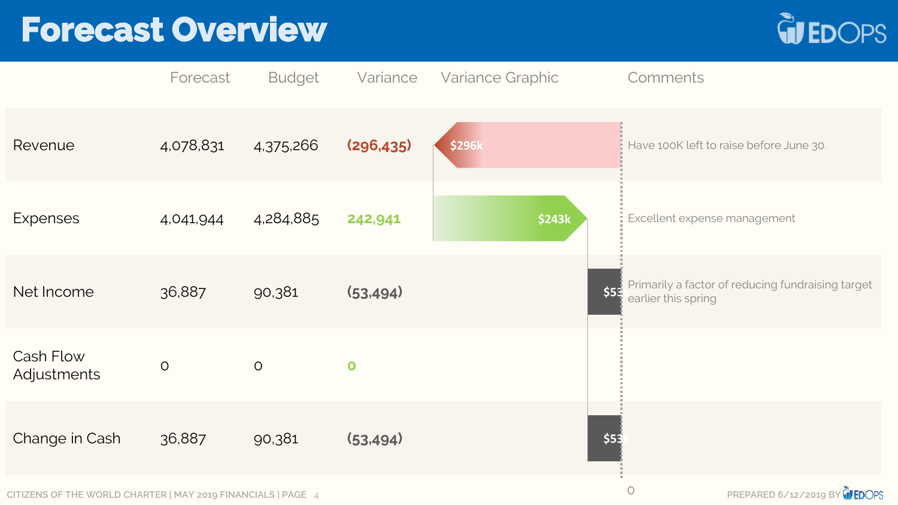# Forecast Overview

| | Forecast | Budget | Variance | Variance Graphic | Comments |
|---|---|---|---|---|---|
| Revenue | 4,078,831 | 4,375,266 | (296,435) | $296k | Have 100K left to raise before June 30. |
| Expenses | 4,041,944 | 4,284,885 | 242,941 | $243k | Excellent expense management |
| Net Income | 36,887 | 90,381 | (53,494) | $53k | Primarily a factor of reducing fundraising target earlier this spring |
| Cash Flow Adjustments | 0 | 0 | 0 | | |
| Change in Cash | 36,887 | 90,381 | (53,494) | $53k | |

CITIZENS OF THE WORLD CHARTER | MAY 2019 FINANCIALS | PAGE 4

PREPARED 6/12/2019 BY EDOPS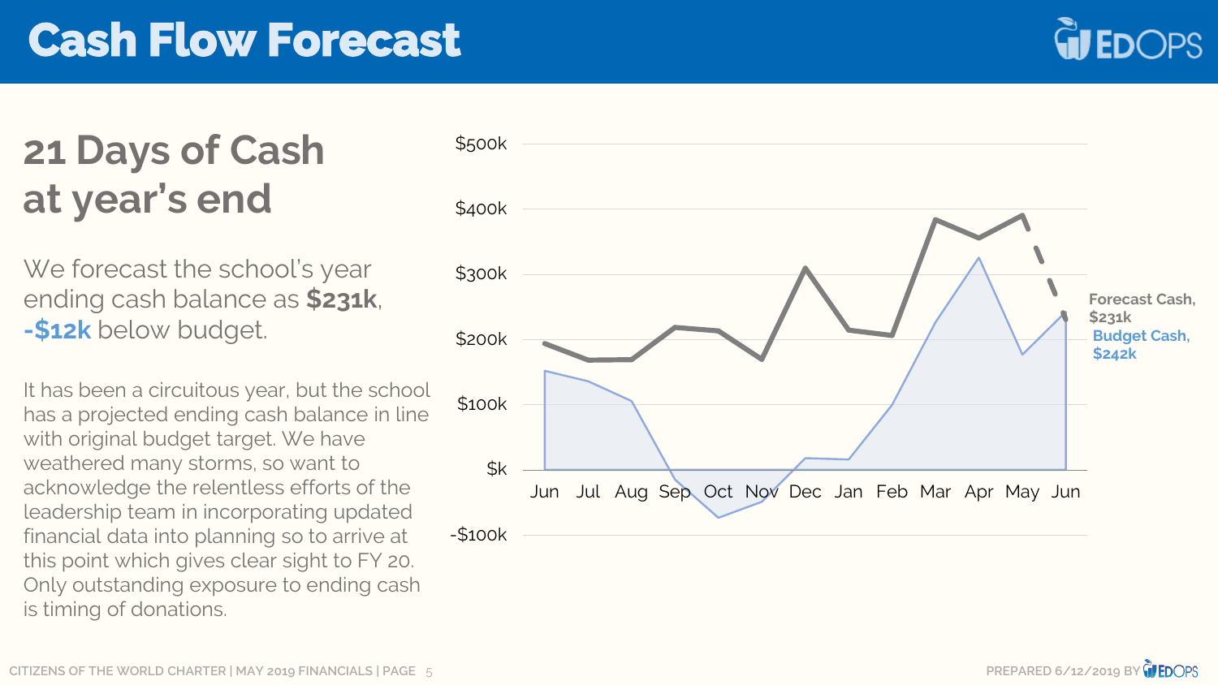# Cash Flow Forecast

## 21 Days of Cash at year's end

We forecast the school's year ending cash balance as **$231k**, **-$12k** below budget.

It has been a circuitous year, but the school has a projected ending cash balance in line with original budget target. We have weathered many storms, so want to acknowledge the relentless efforts of the leadership team in incorporating updated financial data into planning so to arrive at this point which gives clear sight to FY 20. Only outstanding exposure to ending cash is timing of donations.

$500k
$400k
$300k
$200k
$100k
$k
-$100k

Jun Jul Aug Sep Oct Nov Dec Jan Feb Mar Apr May Jun

**Forecast Cash, $231k**

**Budget Cash, $242k**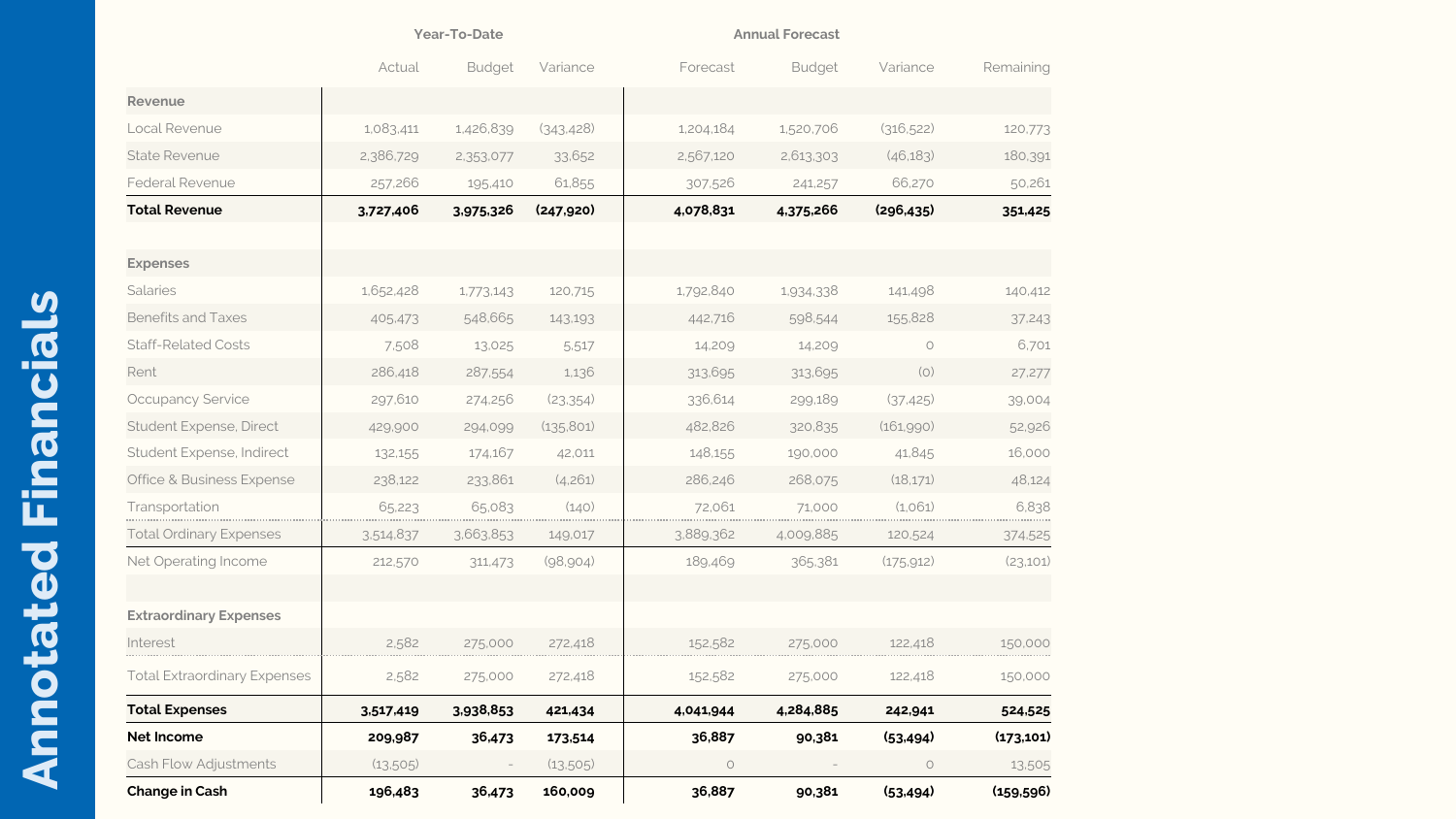# Annotated Financials

| | Year-To-Date | | | Annual Forecast | | | |
|---|---|---|---|---|---|---|---|
| | Actual | Budget | Variance | Forecast | Budget | Variance | Remaining |
| **Revenue** | | | | | | | |
| Local Revenue | 1,083,411 | 1,426,839 | (343,428) | 1,204,184 | 1,520,706 | (316,522) | 120,773 |
| State Revenue | 2,386,729 | 2,353,077 | 33,652 | 2,567,120 | 2,613,303 | (46,183) | 180,391 |
| Federal Revenue | 257,266 | 195,410 | 61,855 | 307,526 | 241,257 | 66,270 | 50,261 |
| **Total Revenue** | **3,727,406** | **3,975,326** | **(247,920)** | **4,078,831** | **4,375,266** | **(296,435)** | **351,425** |
| | | | | | | | |
| **Expenses** | | | | | | | |
| Salaries | 1,652,428 | 1,773,143 | 120,715 | 1,792,840 | 1,934,338 | 141,498 | 140,412 |
| Benefits and Taxes | 405,473 | 548,665 | 143,193 | 442,716 | 598,544 | 155,828 | 37,243 |
| Staff-Related Costs | 7,508 | 13,025 | 5,517 | 14,209 | 14,209 | 0 | 6,701 |
| Rent | 286,418 | 287,554 | 1,136 | 313,695 | 313,695 | (0) | 27,277 |
| Occupancy Service | 297,610 | 274,256 | (23,354) | 336,614 | 299,189 | (37,425) | 39,004 |
| Student Expense, Direct | 429,900 | 294,099 | (135,801) | 482,826 | 320,835 | (161,990) | 52,926 |
| Student Expense, Indirect | 132,155 | 174,167 | 42,011 | 148,155 | 190,000 | 41,845 | 16,000 |
| Office & Business Expense | 238,122 | 233,861 | (4,261) | 286,246 | 268,075 | (18,171) | 48,124 |
| Transportation | 65,223 | 65,083 | (140) | 72,061 | 71,000 | (1,061) | 6,838 |
| Total Ordinary Expenses | 3,514,837 | 3,663,853 | 149,017 | 3,889,362 | 4,009,885 | 120,524 | 374,525 |
| Net Operating Income | 212,570 | 311,473 | (98,904) | 189,469 | 365,381 | (175,912) | (23,101) |
| | | | | | | | |
| **Extraordinary Expenses** | | | | | | | |
| Interest | 2,582 | 275,000 | 272,418 | 152,582 | 275,000 | 122,418 | 150,000 |
| Total Extraordinary Expenses | 2,582 | 275,000 | 272,418 | 152,582 | 275,000 | 122,418 | 150,000 |
| **Total Expenses** | **3,517,419** | **3,938,853** | **421,434** | **4,041,944** | **4,284,885** | **242,941** | **524,525** |
| **Net Income** | **209,987** | **36,473** | **173,514** | **36,887** | **90,381** | **(53,494)** | **(173,101)** |
| Cash Flow Adjustments | (13,505) | - | (13,505) | 0 | - | 0 | 13,505 |
| **Change in Cash** | **196,483** | **36,473** | **160,009** | **36,887** | **90,381** | **(53,494)** | **(159,596)** |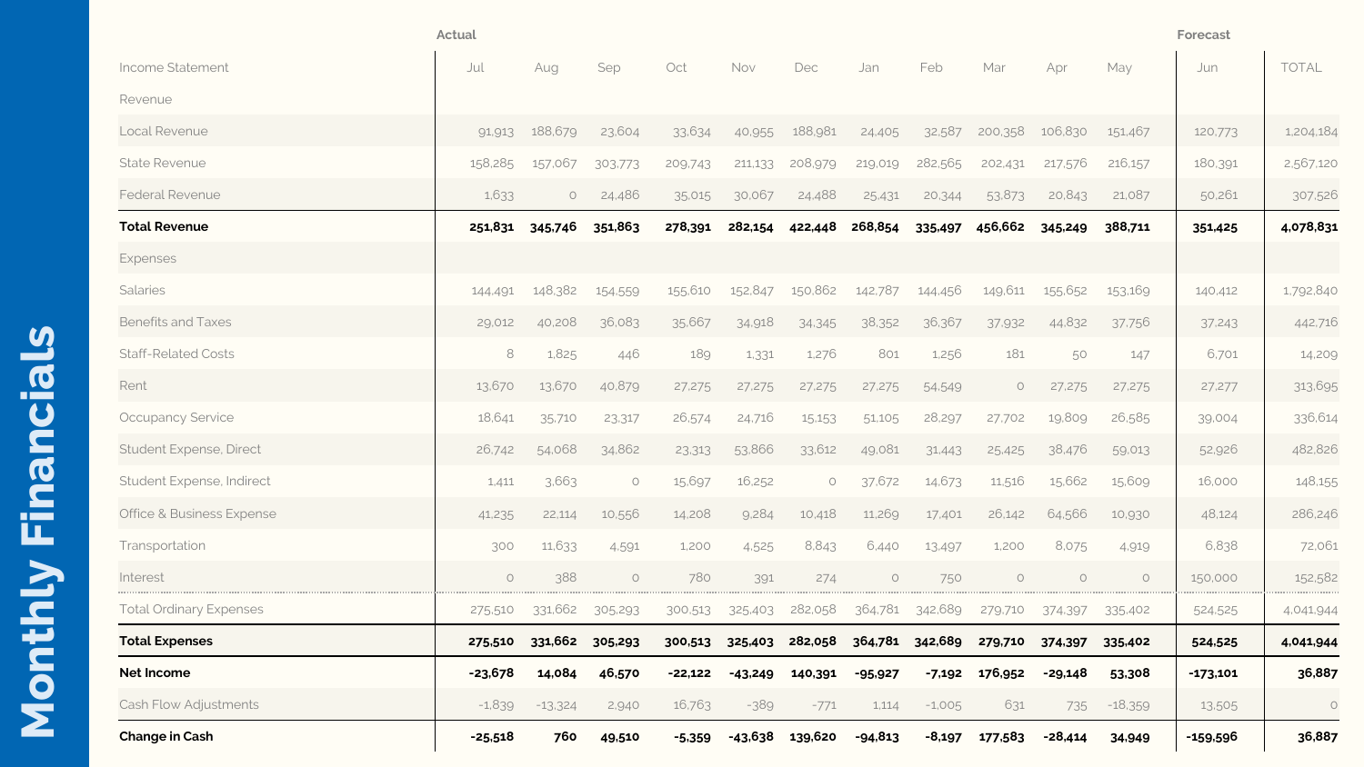# Monthly Financials

| Income Statement | Jul | Aug | Sep | Oct | Nov | Dec | Jan | Feb | Mar | Apr | May | Jun | TOTAL |
|---|---|---|---|---|---|---|---|---|---|---|---|---|---|
| | Actual | | | | | | | | | | | Forecast | |
| Revenue | | | | | | | | | | | | | |
| Local Revenue | 91,913 | 188,679 | 23,604 | 33,634 | 40,955 | 188,981 | 24,405 | 32,587 | 200,358 | 106,830 | 151,467 | 120,773 | 1,204,184 |
| State Revenue | 158,285 | 157,067 | 303,773 | 209,743 | 211,133 | 208,979 | 219,019 | 282,565 | 202,431 | 217,576 | 216,157 | 180,391 | 2,567,120 |
| Federal Revenue | 1,633 | 0 | 24,486 | 35,015 | 30,067 | 24,488 | 25,431 | 20,344 | 53,873 | 20,843 | 21,087 | 50,261 | 307,526 |
| **Total Revenue** | **251,831** | **345,746** | **351,863** | **278,391** | **282,154** | **422,448** | **268,854** | **335,497** | **456,662** | **345,249** | **388,711** | **351,425** | **4,078,831** |
| Expenses | | | | | | | | | | | | | |
| Salaries | 144,491 | 148,382 | 154,559 | 155,610 | 152,847 | 150,862 | 142,787 | 144,456 | 149,611 | 155,652 | 153,169 | 140,412 | 1,792,840 |
| Benefits and Taxes | 29,012 | 40,208 | 36,083 | 35,667 | 34,918 | 34,345 | 38,352 | 36,367 | 37,932 | 44,832 | 37,756 | 37,243 | 442,716 |
| Staff-Related Costs | 8 | 1,825 | 446 | 189 | 1,331 | 1,276 | 801 | 1,256 | 181 | 50 | 147 | 6,701 | 14,209 |
| Rent | 13,670 | 13,670 | 40,879 | 27,275 | 27,275 | 27,275 | 27,275 | 54,549 | 0 | 27,275 | 27,275 | 27,277 | 313,695 |
| Occupancy Service | 18,641 | 35,710 | 23,317 | 26,574 | 24,716 | 15,153 | 51,105 | 28,297 | 27,702 | 19,809 | 26,585 | 39,004 | 336,614 |
| Student Expense, Direct | 26,742 | 54,068 | 34,862 | 23,313 | 53,866 | 33,612 | 49,081 | 31,443 | 25,425 | 38,476 | 59,013 | 52,926 | 482,826 |
| Student Expense, Indirect | 1,411 | 3,663 | 0 | 15,697 | 16,252 | 0 | 37,672 | 14,673 | 11,516 | 15,662 | 15,609 | 16,000 | 148,155 |
| Office & Business Expense | 41,235 | 22,114 | 10,556 | 14,208 | 9,284 | 10,418 | 11,269 | 17,401 | 26,142 | 64,566 | 10,930 | 48,124 | 286,246 |
| Transportation | 300 | 11,633 | 4,591 | 1,200 | 4,525 | 8,843 | 6,440 | 13,497 | 1,200 | 8,075 | 4,919 | 6,838 | 72,061 |
| Interest | 0 | 388 | 0 | 780 | 391 | 274 | 0 | 750 | 0 | 0 | 0 | 150,000 | 152,582 |
| Total Ordinary Expenses | 275,510 | 331,662 | 305,293 | 300,513 | 325,403 | 282,058 | 364,781 | 342,689 | 279,710 | 374,397 | 335,402 | 524,525 | 4,041,944 |
| **Total Expenses** | **275,510** | **331,662** | **305,293** | **300,513** | **325,403** | **282,058** | **364,781** | **342,689** | **279,710** | **374,397** | **335,402** | **524,525** | **4,041,944** |
| **Net Income** | **-23,678** | **14,084** | **46,570** | **-22,122** | **-43,249** | **140,391** | **-95,927** | **-7,192** | **176,952** | **-29,148** | **53,308** | **-173,101** | **36,887** |
| Cash Flow Adjustments | -1,839 | -13,324 | 2,940 | 16,763 | -389 | -771 | 1,114 | -1,005 | 631 | 735 | -18,359 | 13,505 | 0 |
| **Change in Cash** | **-25,518** | **760** | **49,510** | **-5,359** | **-43,638** | **139,620** | **-94,813** | **-8,197** | **177,583** | **-28,414** | **34,949** | **-159,596** | **36,887** |